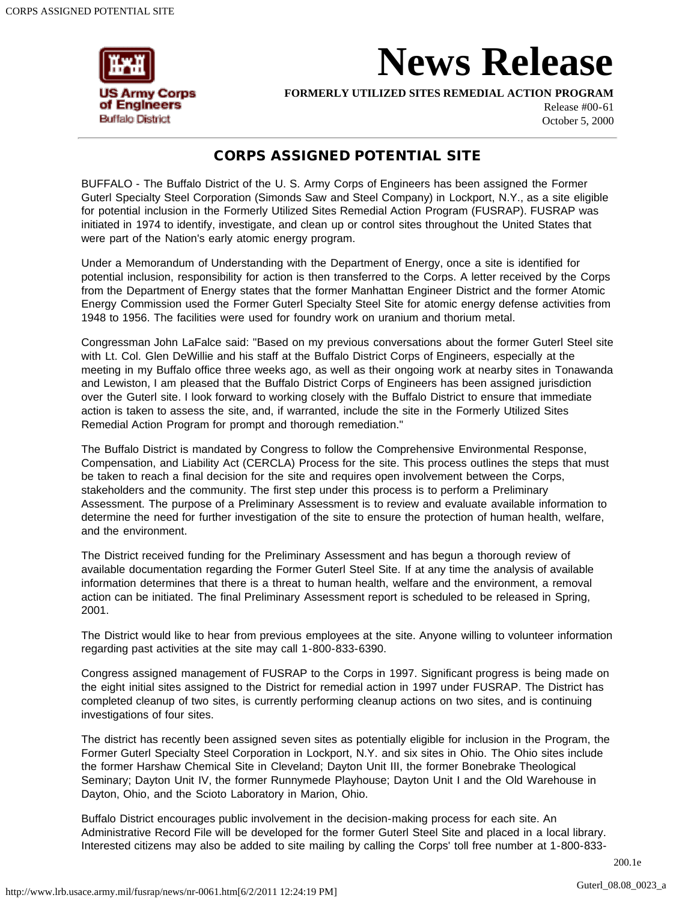US Army Corps of Engineers
Buffalo District

# News Release

**FORMERLY UTILIZED SITES REMEDIAL ACTION PROGRAM**

Release #00-61
October 5, 2000

## CORPS ASSIGNED POTENTIAL SITE

BUFFALO - The Buffalo District of the U. S. Army Corps of Engineers has been assigned the Former Guterl Specialty Steel Corporation (Simonds Saw and Steel Company) in Lockport, N.Y., as a site eligible for potential inclusion in the Formerly Utilized Sites Remedial Action Program (FUSRAP). FUSRAP was initiated in 1974 to identify, investigate, and clean up or control sites throughout the United States that were part of the Nation's early atomic energy program.

Under a Memorandum of Understanding with the Department of Energy, once a site is identified for potential inclusion, responsibility for action is then transferred to the Corps. A letter received by the Corps from the Department of Energy states that the former Manhattan Engineer District and the former Atomic Energy Commission used the Former Guterl Specialty Steel Site for atomic energy defense activities from 1948 to 1956. The facilities were used for foundry work on uranium and thorium metal.

Congressman John LaFalce said: "Based on my previous conversations about the former Guterl Steel site with Lt. Col. Glen DeWillie and his staff at the Buffalo District Corps of Engineers, especially at the meeting in my Buffalo office three weeks ago, as well as their ongoing work at nearby sites in Tonawanda and Lewiston, I am pleased that the Buffalo District Corps of Engineers has been assigned jurisdiction over the Guterl site. I look forward to working closely with the Buffalo District to ensure that immediate action is taken to assess the site, and, if warranted, include the site in the Formerly Utilized Sites Remedial Action Program for prompt and thorough remediation."

The Buffalo District is mandated by Congress to follow the Comprehensive Environmental Response, Compensation, and Liability Act (CERCLA) Process for the site. This process outlines the steps that must be taken to reach a final decision for the site and requires open involvement between the Corps, stakeholders and the community. The first step under this process is to perform a Preliminary Assessment. The purpose of a Preliminary Assessment is to review and evaluate available information to determine the need for further investigation of the site to ensure the protection of human health, welfare, and the environment.

The District received funding for the Preliminary Assessment and has begun a thorough review of available documentation regarding the Former Guterl Steel Site. If at any time the analysis of available information determines that there is a threat to human health, welfare and the environment, a removal action can be initiated. The final Preliminary Assessment report is scheduled to be released in Spring, 2001.

The District would like to hear from previous employees at the site. Anyone willing to volunteer information regarding past activities at the site may call 1-800-833-6390.

Congress assigned management of FUSRAP to the Corps in 1997. Significant progress is being made on the eight initial sites assigned to the District for remedial action in 1997 under FUSRAP. The District has completed cleanup of two sites, is currently performing cleanup actions on two sites, and is continuing investigations of four sites.

The district has recently been assigned seven sites as potentially eligible for inclusion in the Program, the Former Guterl Specialty Steel Corporation in Lockport, N.Y. and six sites in Ohio. The Ohio sites include the former Harshaw Chemical Site in Cleveland; Dayton Unit III, the former Bonebrake Theological Seminary; Dayton Unit IV, the former Runnymede Playhouse; Dayton Unit I and the Old Warehouse in Dayton, Ohio, and the Scioto Laboratory in Marion, Ohio.

Buffalo District encourages public involvement in the decision-making process for each site. An Administrative Record File will be developed for the former Guterl Steel Site and placed in a local library. Interested citizens may also be added to site mailing by calling the Corps' toll free number at 1-800-833-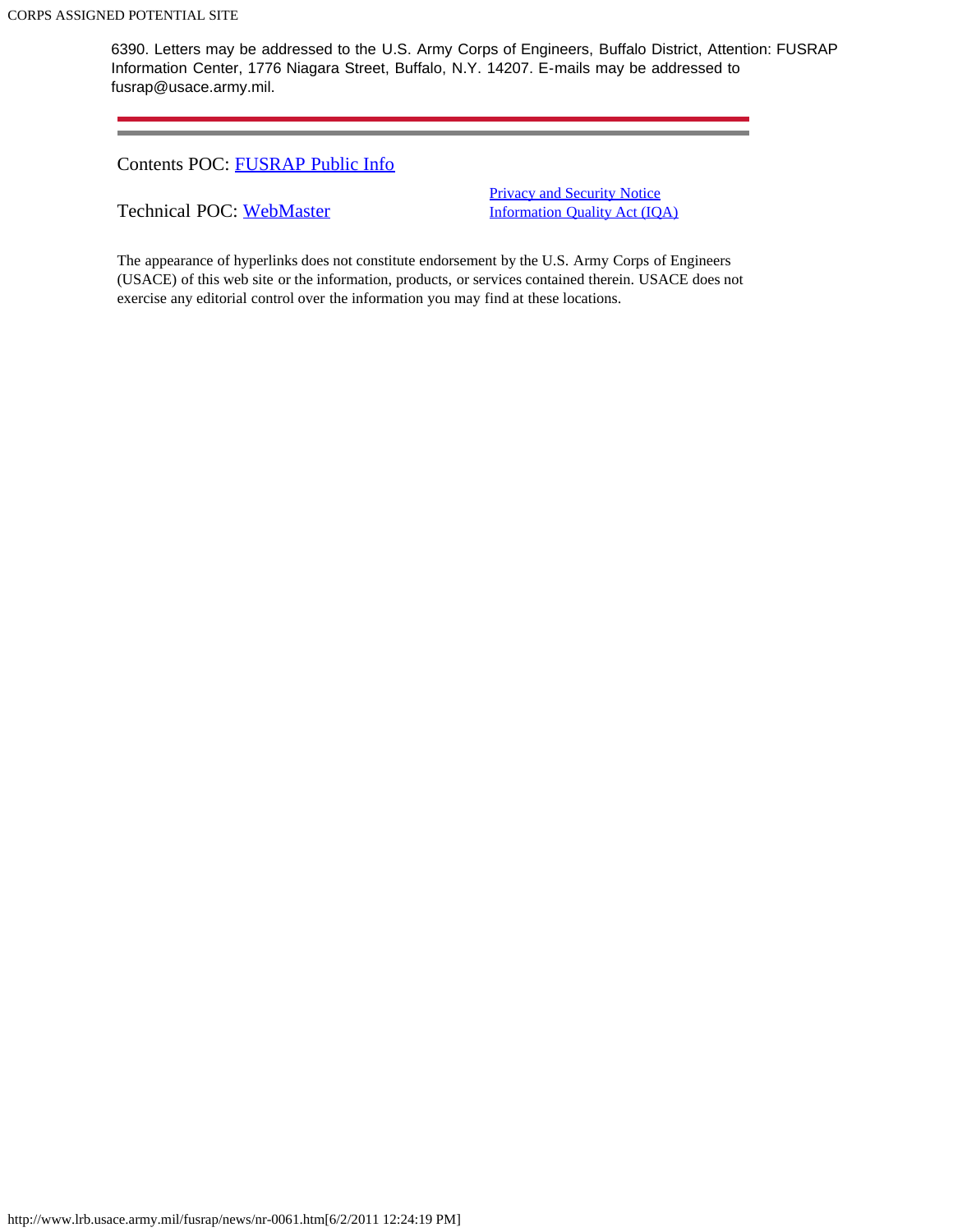6390. Letters may be addressed to the U.S. Army Corps of Engineers, Buffalo District, Attention: FUSRAP Information Center, 1776 Niagara Street, Buffalo, N.Y. 14207. E-mails may be addressed to fusrap@usace.army.mil.

---

Contents POC: FUSRAP Public Info

Technical POC: WebMaster

Privacy and Security Notice
Information Quality Act (IQA)

The appearance of hyperlinks does not constitute endorsement by the U.S. Army Corps of Engineers (USACE) of this web site or the information, products, or services contained therein. USACE does not exercise any editorial control over the information you may find at these locations.